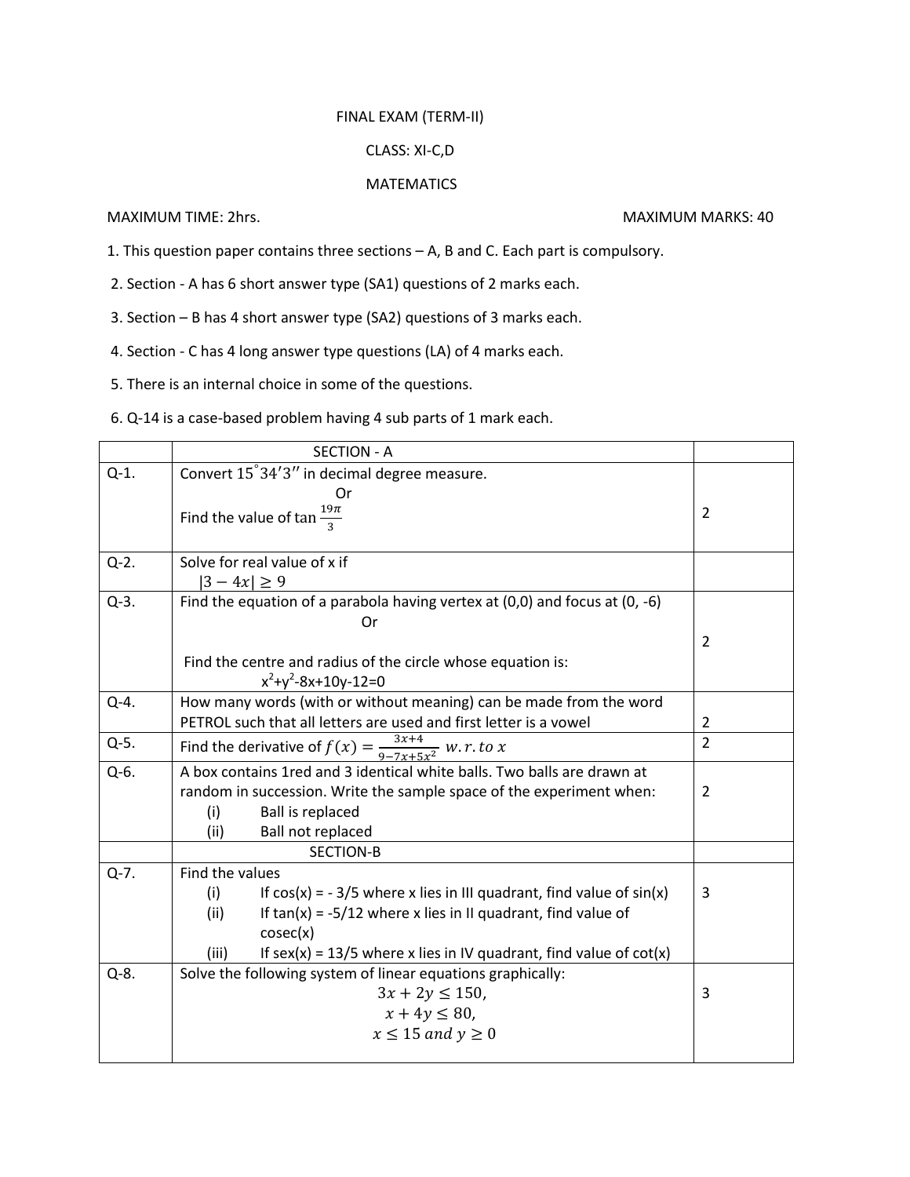FINAL EXAM (TERM-II)

CLASS: XI-C,D

MATEMATICS

MAXIMUM TIME: 2hrs. MAXIMUM MARKS: 40

1. This question paper contains three sections – A, B and C. Each part is compulsory.
2. Section - A has 6 short answer type (SA1) questions of 2 marks each.
3. Section – B has 4 short answer type (SA2) questions of 3 marks each.
4. Section - C has 4 long answer type questions (LA) of 4 marks each.
5. There is an internal choice in some of the questions.
6. Q-14 is a case-based problem having 4 sub parts of 1 mark each.

| | SECTION - A | |
|---|---|---|
| Q-1. | Convert $15^{\circ}34'3''$ in decimal degree measure.<br>Or<br>Find the value of $\tan\frac{19\pi}{3}$ | 2 |
| Q-2. | Solve for real value of x if<br>$\lvert 3-4x\rvert \geq 9$ | |
| Q-3. | Find the equation of a parabola having vertex at (0,0) and focus at (0, -6)<br>Or<br>Find the centre and radius of the circle whose equation is:<br>$x^2+y^2-8x+10y-12=0$ | 2 |
| Q-4. | How many words (with or without meaning) can be made from the word PETROL such that all letters are used and first letter is a vowel | 2 |
| Q-5. | Find the derivative of $f(x)=\frac{3x+4}{9-7x+5x^2}$ $w.r.to\ x$ | 2 |
| Q-6. | A box contains 1red and 3 identical white balls. Two balls are drawn at random in succession. Write the sample space of the experiment when:<br>(i) Ball is replaced<br>(ii) Ball not replaced | 2 |
| | SECTION-B | |
| Q-7. | Find the values<br>(i) If cos(x) = - 3/5 where x lies in III quadrant, find value of sin(x)<br>(ii) If tan(x) = -5/12 where x lies in II quadrant, find value of cosec(x)<br>(iii) If sex(x) = 13/5 where x lies in IV quadrant, find value of cot(x) | 3 |
| Q-8. | Solve the following system of linear equations graphically:<br>$3x+2y \leq 150,$<br>$x+4y \leq 80,$<br>$x \leq 15\ and\ y \geq 0$ | 3 |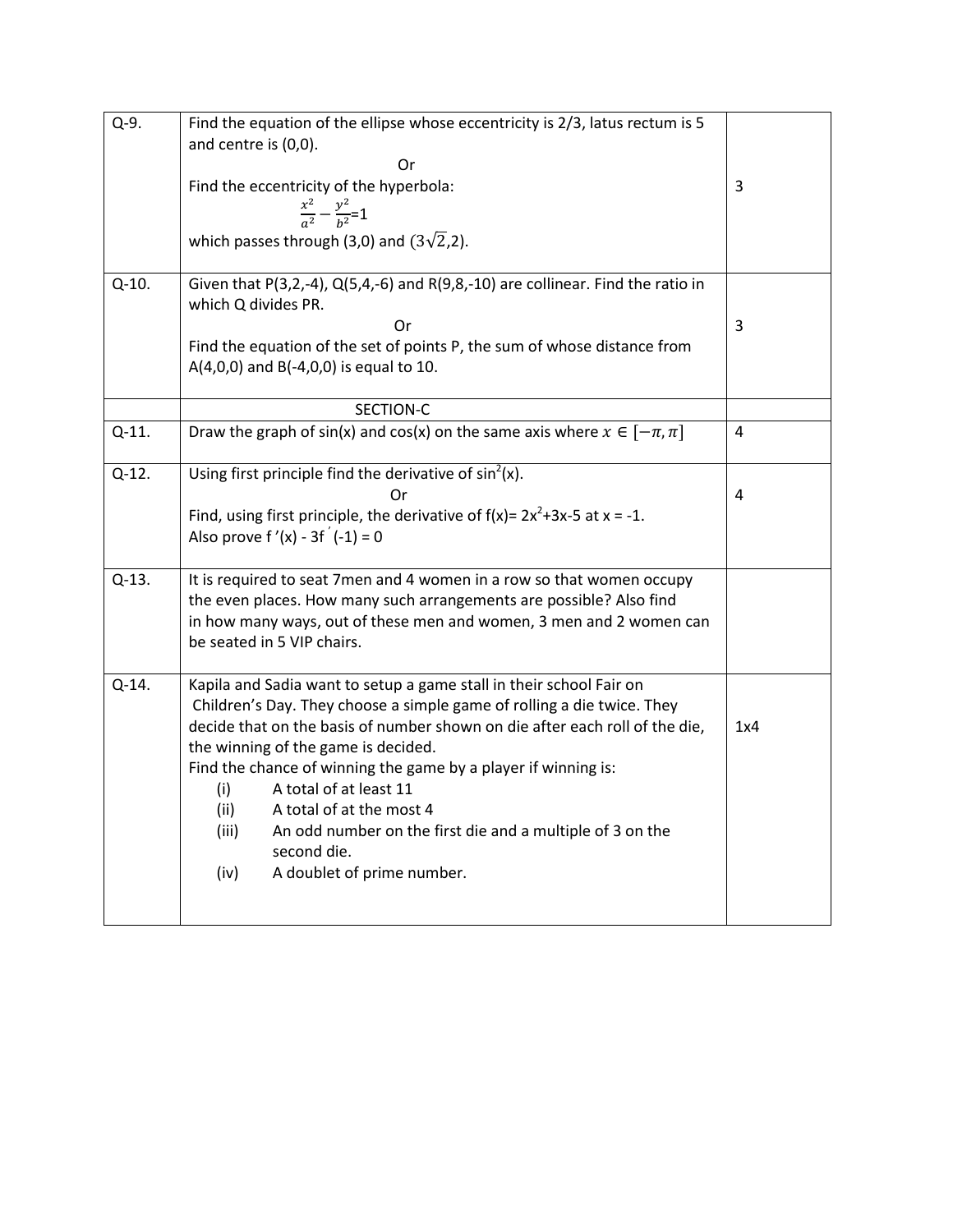| | | |
|---|---|---|
| Q-9. | Find the equation of the ellipse whose eccentricity is 2/3, latus rectum is 5 and centre is (0,0).<br>Or<br>Find the eccentricity of the hyperbola:<br>$\frac{x^2}{a^2} - \frac{y^2}{b^2}=1$<br>which passes through (3,0) and $(3\sqrt{2},2)$. | 3 |
| Q-10. | Given that P(3,2,-4), Q(5,4,-6) and R(9,8,-10) are collinear. Find the ratio in which Q divides PR.<br>Or<br>Find the equation of the set of points P, the sum of whose distance from A(4,0,0) and B(-4,0,0) is equal to 10. | 3 |
| | SECTION-C | |
| Q-11. | Draw the graph of sin(x) and cos(x) on the same axis where $x \in [-\pi, \pi]$ | 4 |
| Q-12. | Using first principle find the derivative of $\sin^2(x)$.<br>Or<br>Find, using first principle, the derivative of f(x)= $2x^2+3x-5$ at x = -1.<br>Also prove $f'(x) - 3f'(-1) = 0$ | 4 |
| Q-13. | It is required to seat 7men and 4 women in a row so that women occupy the even places. How many such arrangements are possible? Also find in how many ways, out of these men and women, 3 men and 2 women can be seated in 5 VIP chairs. | |
| Q-14. | Kapila and Sadia want to setup a game stall in their school Fair on Children's Day. They choose a simple game of rolling a die twice. They decide that on the basis of number shown on die after each roll of the die, the winning of the game is decided.<br>Find the chance of winning the game by a player if winning is:<br>(i) A total of at least 11<br>(ii) A total of at the most 4<br>(iii) An odd number on the first die and a multiple of 3 on the second die.<br>(iv) A doublet of prime number. | 1x4 |